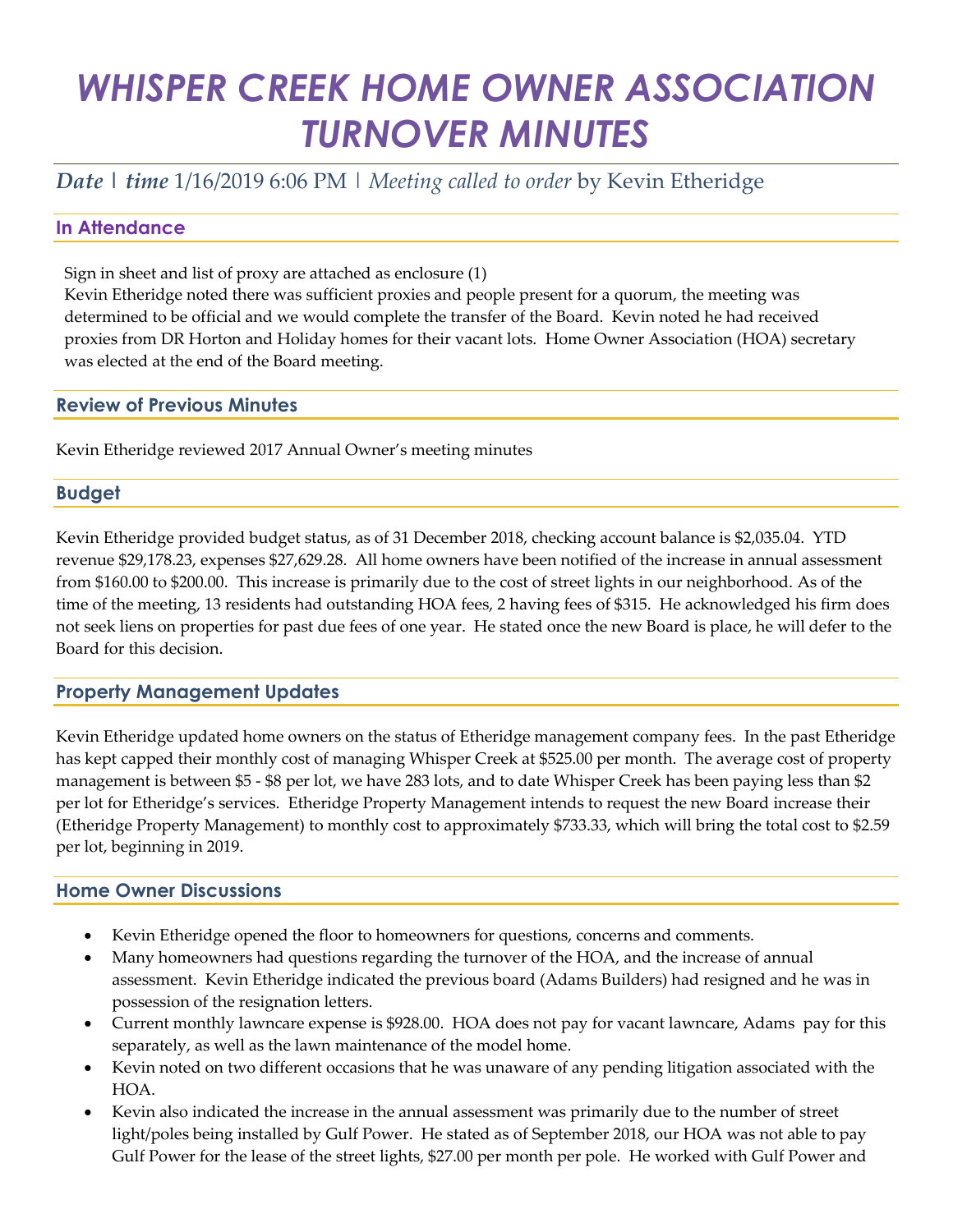# WHISPER CREEK HOME OWNER ASSOCIATION TURNOVER MINUTES

***Date*** | ***time*** 1/16/2019 6:06 PM | *Meeting called to order* by Kevin Etheridge

## In Attendance

Sign in sheet and list of proxy are attached as enclosure (1)
Kevin Etheridge noted there was sufficient proxies and people present for a quorum, the meeting was determined to be official and we would complete the transfer of the Board. Kevin noted he had received proxies from DR Horton and Holiday homes for their vacant lots. Home Owner Association (HOA) secretary was elected at the end of the Board meeting.

## Review of Previous Minutes

Kevin Etheridge reviewed 2017 Annual Owner's meeting minutes

## Budget

Kevin Etheridge provided budget status, as of 31 December 2018, checking account balance is $2,035.04. YTD revenue $29,178.23, expenses $27,629.28. All home owners have been notified of the increase in annual assessment from $160.00 to $200.00. This increase is primarily due to the cost of street lights in our neighborhood. As of the time of the meeting, 13 residents had outstanding HOA fees, 2 having fees of $315. He acknowledged his firm does not seek liens on properties for past due fees of one year. He stated once the new Board is place, he will defer to the Board for this decision.

## Property Management Updates

Kevin Etheridge updated home owners on the status of Etheridge management company fees. In the past Etheridge has kept capped their monthly cost of managing Whisper Creek at $525.00 per month. The average cost of property management is between $5 - $8 per lot, we have 283 lots, and to date Whisper Creek has been paying less than $2 per lot for Etheridge's services. Etheridge Property Management intends to request the new Board increase their (Etheridge Property Management) to monthly cost to approximately $733.33, which will bring the total cost to $2.59 per lot, beginning in 2019.

## Home Owner Discussions

- Kevin Etheridge opened the floor to homeowners for questions, concerns and comments.
- Many homeowners had questions regarding the turnover of the HOA, and the increase of annual assessment. Kevin Etheridge indicated the previous board (Adams Builders) had resigned and he was in possession of the resignation letters.
- Current monthly lawncare expense is $928.00. HOA does not pay for vacant lawncare, Adams pay for this separately, as well as the lawn maintenance of the model home.
- Kevin noted on two different occasions that he was unaware of any pending litigation associated with the HOA.
- Kevin also indicated the increase in the annual assessment was primarily due to the number of street light/poles being installed by Gulf Power. He stated as of September 2018, our HOA was not able to pay Gulf Power for the lease of the street lights, $27.00 per month per pole. He worked with Gulf Power and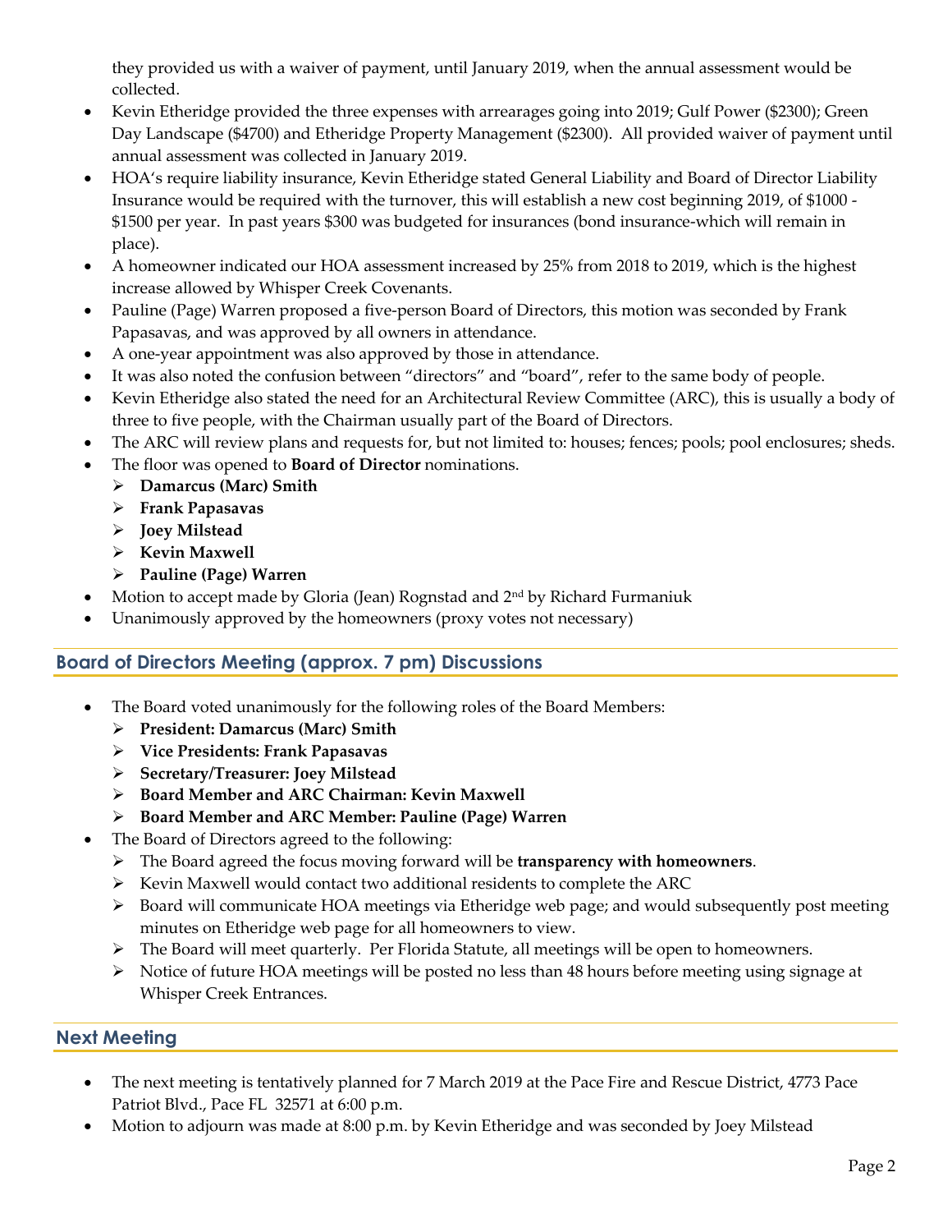they provided us with a waiver of payment, until January 2019, when the annual assessment would be collected.

- Kevin Etheridge provided the three expenses with arrearages going into 2019; Gulf Power ($2300); Green Day Landscape ($4700) and Etheridge Property Management ($2300). All provided waiver of payment until annual assessment was collected in January 2019.
- HOA's require liability insurance, Kevin Etheridge stated General Liability and Board of Director Liability Insurance would be required with the turnover, this will establish a new cost beginning 2019, of $1000 - $1500 per year. In past years $300 was budgeted for insurances (bond insurance-which will remain in place).
- A homeowner indicated our HOA assessment increased by 25% from 2018 to 2019, which is the highest increase allowed by Whisper Creek Covenants.
- Pauline (Page) Warren proposed a five-person Board of Directors, this motion was seconded by Frank Papasavas, and was approved by all owners in attendance.
- A one-year appointment was also approved by those in attendance.
- It was also noted the confusion between "directors" and "board", refer to the same body of people.
- Kevin Etheridge also stated the need for an Architectural Review Committee (ARC), this is usually a body of three to five people, with the Chairman usually part of the Board of Directors.
- The ARC will review plans and requests for, but not limited to: houses; fences; pools; pool enclosures; sheds.
- The floor was opened to **Board of Director** nominations.
  - **Damarcus (Marc) Smith**
  - **Frank Papasavas**
  - **Joey Milstead**
  - **Kevin Maxwell**
  - **Pauline (Page) Warren**
- Motion to accept made by Gloria (Jean) Rognstad and 2nd by Richard Furmaniuk
- Unanimously approved by the homeowners (proxy votes not necessary)

## Board of Directors Meeting (approx. 7 pm) Discussions

- The Board voted unanimously for the following roles of the Board Members:
  - **President: Damarcus (Marc) Smith**
  - **Vice Presidents: Frank Papasavas**
  - **Secretary/Treasurer: Joey Milstead**
  - **Board Member and ARC Chairman: Kevin Maxwell**
  - **Board Member and ARC Member: Pauline (Page) Warren**
- The Board of Directors agreed to the following:
  - The Board agreed the focus moving forward will be **transparency with homeowners**.
  - Kevin Maxwell would contact two additional residents to complete the ARC
  - Board will communicate HOA meetings via Etheridge web page; and would subsequently post meeting minutes on Etheridge web page for all homeowners to view.
  - The Board will meet quarterly. Per Florida Statute, all meetings will be open to homeowners.
  - Notice of future HOA meetings will be posted no less than 48 hours before meeting using signage at Whisper Creek Entrances.

## Next Meeting

- The next meeting is tentatively planned for 7 March 2019 at the Pace Fire and Rescue District, 4773 Pace Patriot Blvd., Pace FL 32571 at 6:00 p.m.
- Motion to adjourn was made at 8:00 p.m. by Kevin Etheridge and was seconded by Joey Milstead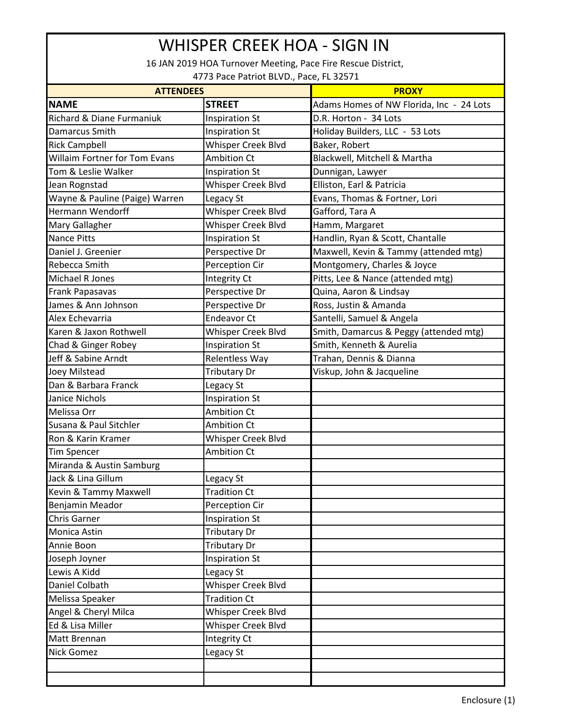# WHISPER CREEK HOA - SIGN IN

16 JAN 2019 HOA Turnover Meeting, Pace Fire Rescue District,
4773 Pace Patriot BLVD., Pace, FL 32571

| ATTENDEES | | PROXY |
|---|---|---|
| **NAME** | **STREET** | Adams Homes of NW Florida, Inc - 24 Lots |
| Richard & Diane Furmaniuk | Inspiration St | D.R. Horton - 34 Lots |
| Damarcus Smith | Inspiration St | Holiday Builders, LLC - 53 Lots |
| Rick Campbell | Whisper Creek Blvd | Baker, Robert |
| Willaim Fortner for Tom Evans | Ambition Ct | Blackwell, Mitchell & Martha |
| Tom & Leslie Walker | Inspiration St | Dunnigan, Lawyer |
| Jean Rognstad | Whisper Creek Blvd | Elliston, Earl & Patricia |
| Wayne & Pauline (Paige) Warren | Legacy St | Evans, Thomas & Fortner, Lori |
| Hermann Wendorff | Whisper Creek Blvd | Gafford, Tara A |
| Mary Gallagher | Whisper Creek Blvd | Hamm, Margaret |
| Nance Pitts | Inspiration St | Handlin, Ryan & Scott, Chantalle |
| Daniel J. Greenier | Perspective Dr | Maxwell, Kevin & Tammy (attended mtg) |
| Rebecca Smith | Perception Cir | Montgomery, Charles & Joyce |
| Michael R Jones | Integrity Ct | Pitts, Lee & Nance (attended mtg) |
| Frank Papasavas | Perspective Dr | Quina, Aaron & Lindsay |
| James & Ann Johnson | Perspective Dr | Ross, Justin & Amanda |
| Alex Echevarria | Endeavor Ct | Santelli, Samuel & Angela |
| Karen & Jaxon Rothwell | Whisper Creek Blvd | Smith, Damarcus & Peggy (attended mtg) |
| Chad & Ginger Robey | Inspiration St | Smith, Kenneth & Aurelia |
| Jeff & Sabine Arndt | Relentless Way | Trahan, Dennis & Dianna |
| Joey Milstead | Tributary Dr | Viskup, John & Jacqueline |
| Dan & Barbara Franck | Legacy St | |
| Janice Nichols | Inspiration St | |
| Melissa Orr | Ambition Ct | |
| Susana & Paul Sitchler | Ambition Ct | |
| Ron & Karin Kramer | Whisper Creek Blvd | |
| Tim Spencer | Ambition Ct | |
| Miranda & Austin Samburg | | |
| Jack & Lina Gillum | Legacy St | |
| Kevin & Tammy Maxwell | Tradition Ct | |
| Benjamin Meador | Perception Cir | |
| Chris Garner | Inspiration St | |
| Monica Astin | Tributary Dr | |
| Annie Boon | Tributary Dr | |
| Joseph Joyner | Inspiration St | |
| Lewis A Kidd | Legacy St | |
| Daniel Colbath | Whisper Creek Blvd | |
| Melissa Speaker | Tradition Ct | |
| Angel & Cheryl Milca | Whisper Creek Blvd | |
| Ed & Lisa Miller | Whisper Creek Blvd | |
| Matt Brennan | Integrity Ct | |
| Nick Gomez | Legacy St | |
| | | |
| | | |

Enclosure (1)